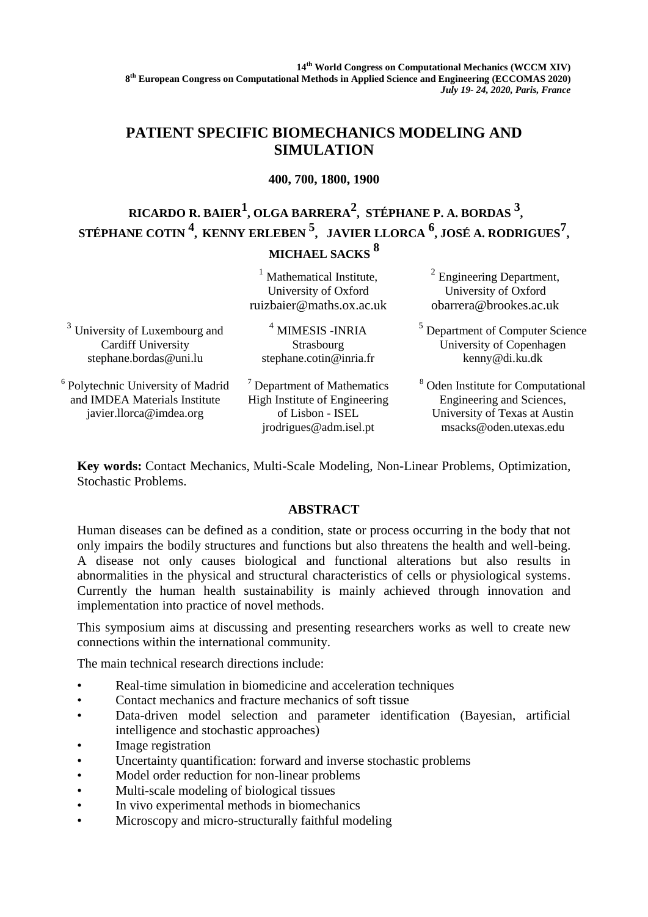14th World Congress on Computational Mechanics (WCCM XIV)
8th European Congress on Computational Methods in Applied Science and Engineering (ECCOMAS 2020)
*July 19- 24, 2020, Paris, France*

# PATIENT SPECIFIC BIOMECHANICS MODELING AND SIMULATION

**400, 700, 1800, 1900**

**RICARDO R. BAIER[1], OLGA BARRERA[2], STÉPHANE P. A. BORDAS [3], STÉPHANE COTIN [4], KENNY ERLEBEN [5], JAVIER LLORCA [6], JOSÉ A. RODRIGUES[7], MICHAEL SACKS [8]**

[1] Mathematical Institute, University of Oxford
ruizbaier@maths.ox.ac.uk

[2] Engineering Department, University of Oxford
obarrera@brookes.ac.uk

[3] University of Luxembourg and Cardiff University
stephane.bordas@uni.lu

[4] MIMESIS -INRIA Strasbourg
stephane.cotin@inria.fr

[5] Department of Computer Science University of Copenhagen
kenny@di.ku.dk

[6] Polytechnic University of Madrid and IMDEA Materials Institute
javier.llorca@imdea.org

[7] Department of Mathematics High Institute of Engineering of Lisbon - ISEL
jrodrigues@adm.isel.pt

[8] Oden Institute for Computational Engineering and Sciences, University of Texas at Austin
msacks@oden.utexas.edu

**Key words:** Contact Mechanics, Multi-Scale Modeling, Non-Linear Problems, Optimization, Stochastic Problems.

## ABSTRACT

Human diseases can be defined as a condition, state or process occurring in the body that not only impairs the bodily structures and functions but also threatens the health and well-being. A disease not only causes biological and functional alterations but also results in abnormalities in the physical and structural characteristics of cells or physiological systems. Currently the human health sustainability is mainly achieved through innovation and implementation into practice of novel methods.

This symposium aims at discussing and presenting researchers works as well to create new connections within the international community.

The main technical research directions include:

- Real-time simulation in biomedicine and acceleration techniques
- Contact mechanics and fracture mechanics of soft tissue
- Data-driven model selection and parameter identification (Bayesian, artificial intelligence and stochastic approaches)
- Image registration
- Uncertainty quantification: forward and inverse stochastic problems
- Model order reduction for non-linear problems
- Multi-scale modeling of biological tissues
- In vivo experimental methods in biomechanics
- Microscopy and micro-structurally faithful modeling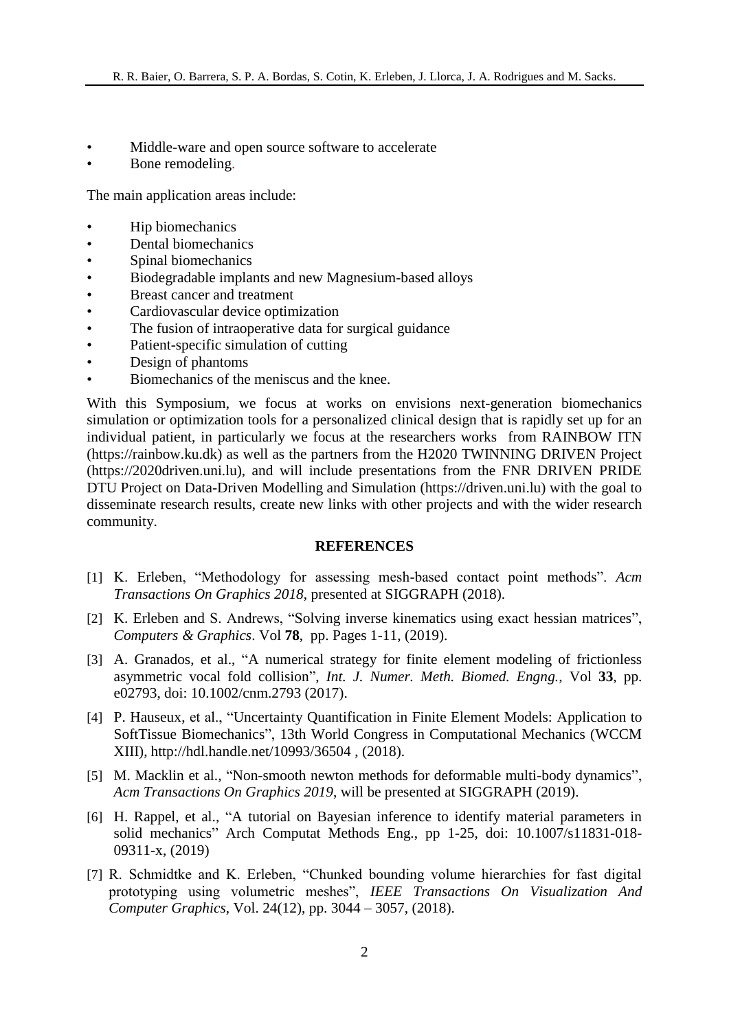- Middle-ware and open source software to accelerate
- Bone remodeling.

The main application areas include:

- Hip biomechanics
- Dental biomechanics
- Spinal biomechanics
- Biodegradable implants and new Magnesium-based alloys
- Breast cancer and treatment
- Cardiovascular device optimization
- The fusion of intraoperative data for surgical guidance
- Patient-specific simulation of cutting
- Design of phantoms
- Biomechanics of the meniscus and the knee.

With this Symposium, we focus at works on envisions next-generation biomechanics simulation or optimization tools for a personalized clinical design that is rapidly set up for an individual patient, in particularly we focus at the researchers works from RAINBOW ITN (https://rainbow.ku.dk) as well as the partners from the H2020 TWINNING DRIVEN Project (https://2020driven.uni.lu), and will include presentations from the FNR DRIVEN PRIDE DTU Project on Data-Driven Modelling and Simulation (https://driven.uni.lu) with the goal to disseminate research results, create new links with other projects and with the wider research community.

## REFERENCES

[1] K. Erleben, "Methodology for assessing mesh-based contact point methods". *Acm Transactions On Graphics 2018*, presented at SIGGRAPH (2018).

[2] K. Erleben and S. Andrews, "Solving inverse kinematics using exact hessian matrices", *Computers & Graphics*. Vol **78**, pp. Pages 1-11, (2019).

[3] A. Granados, et al., "A numerical strategy for finite element modeling of frictionless asymmetric vocal fold collision", *Int. J. Numer. Meth. Biomed. Engng.*, Vol **33**, pp. e02793, doi: 10.1002/cnm.2793 (2017).

[4] P. Hauseux, et al., "Uncertainty Quantification in Finite Element Models: Application to SoftTissue Biomechanics", 13th World Congress in Computational Mechanics (WCCM XIII), http://hdl.handle.net/10993/36504 , (2018).

[5] M. Macklin et al., "Non-smooth newton methods for deformable multi-body dynamics", *Acm Transactions On Graphics 2019*, will be presented at SIGGRAPH (2019).

[6] H. Rappel, et al., "A tutorial on Bayesian inference to identify material parameters in solid mechanics" Arch Computat Methods Eng., pp 1-25, doi: 10.1007/s11831-018-09311-x, (2019)

[7] R. Schmidtke and K. Erleben, "Chunked bounding volume hierarchies for fast digital prototyping using volumetric meshes", *IEEE Transactions On Visualization And Computer Graphics*, Vol. 24(12), pp. 3044 – 3057, (2018).